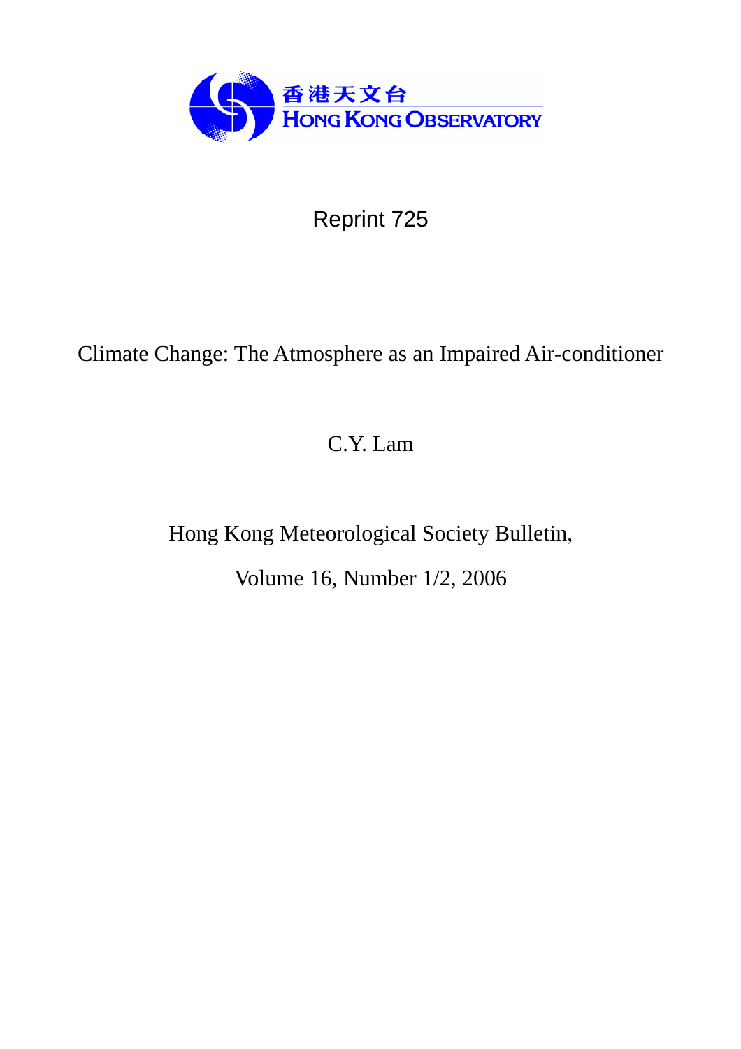香港天文台
HONG KONG OBSERVATORY

Reprint 725

# Climate Change: The Atmosphere as an Impaired Air-conditioner

C.Y. Lam

Hong Kong Meteorological Society Bulletin,

Volume 16, Number 1/2, 2006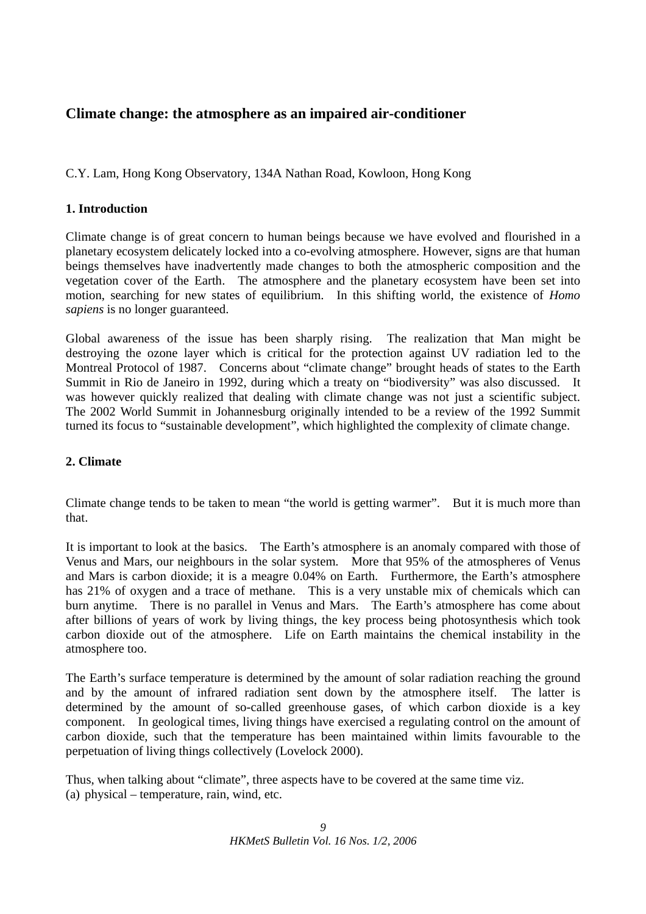## Climate change: the atmosphere as an impaired air-conditioner

C.Y. Lam, Hong Kong Observatory, 134A Nathan Road, Kowloon, Hong Kong

### 1. Introduction

Climate change is of great concern to human beings because we have evolved and flourished in a planetary ecosystem delicately locked into a co-evolving atmosphere. However, signs are that human beings themselves have inadvertently made changes to both the atmospheric composition and the vegetation cover of the Earth. The atmosphere and the planetary ecosystem have been set into motion, searching for new states of equilibrium. In this shifting world, the existence of *Homo sapiens* is no longer guaranteed.

Global awareness of the issue has been sharply rising. The realization that Man might be destroying the ozone layer which is critical for the protection against UV radiation led to the Montreal Protocol of 1987. Concerns about "climate change" brought heads of states to the Earth Summit in Rio de Janeiro in 1992, during which a treaty on "biodiversity" was also discussed. It was however quickly realized that dealing with climate change was not just a scientific subject. The 2002 World Summit in Johannesburg originally intended to be a review of the 1992 Summit turned its focus to "sustainable development", which highlighted the complexity of climate change.

### 2. Climate

Climate change tends to be taken to mean "the world is getting warmer". But it is much more than that.

It is important to look at the basics. The Earth's atmosphere is an anomaly compared with those of Venus and Mars, our neighbours in the solar system. More that 95% of the atmospheres of Venus and Mars is carbon dioxide; it is a meagre 0.04% on Earth. Furthermore, the Earth's atmosphere has 21% of oxygen and a trace of methane. This is a very unstable mix of chemicals which can burn anytime. There is no parallel in Venus and Mars. The Earth's atmosphere has come about after billions of years of work by living things, the key process being photosynthesis which took carbon dioxide out of the atmosphere. Life on Earth maintains the chemical instability in the atmosphere too.

The Earth's surface temperature is determined by the amount of solar radiation reaching the ground and by the amount of infrared radiation sent down by the atmosphere itself. The latter is determined by the amount of so-called greenhouse gases, of which carbon dioxide is a key component. In geological times, living things have exercised a regulating control on the amount of carbon dioxide, such that the temperature has been maintained within limits favourable to the perpetuation of living things collectively (Lovelock 2000).

Thus, when talking about "climate", three aspects have to be covered at the same time viz.

(a) physical – temperature, rain, wind, etc.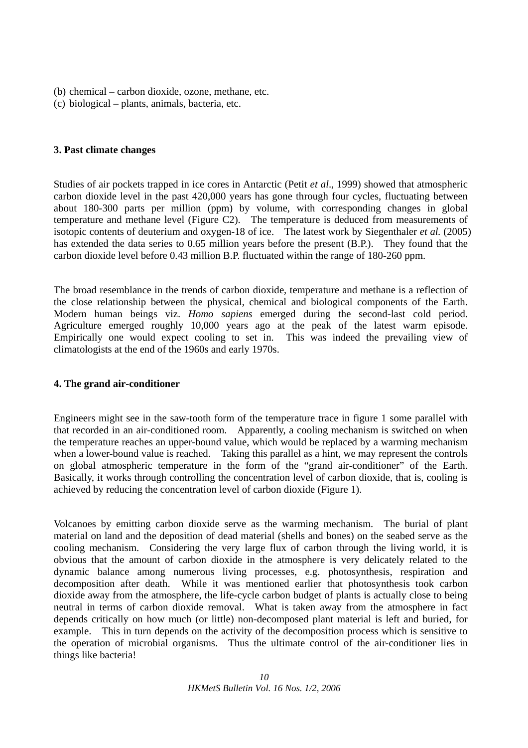(b) chemical – carbon dioxide, ozone, methane, etc.
(c) biological – plants, animals, bacteria, etc.

## 3. Past climate changes

Studies of air pockets trapped in ice cores in Antarctic (Petit *et al*., 1999) showed that atmospheric carbon dioxide level in the past 420,000 years has gone through four cycles, fluctuating between about 180-300 parts per million (ppm) by volume, with corresponding changes in global temperature and methane level (Figure C2). The temperature is deduced from measurements of isotopic contents of deuterium and oxygen-18 of ice. The latest work by Siegenthaler *et al.* (2005) has extended the data series to 0.65 million years before the present (B.P.). They found that the carbon dioxide level before 0.43 million B.P. fluctuated within the range of 180-260 ppm.

The broad resemblance in the trends of carbon dioxide, temperature and methane is a reflection of the close relationship between the physical, chemical and biological components of the Earth. Modern human beings viz. *Homo sapiens* emerged during the second-last cold period. Agriculture emerged roughly 10,000 years ago at the peak of the latest warm episode. Empirically one would expect cooling to set in. This was indeed the prevailing view of climatologists at the end of the 1960s and early 1970s.

## 4. The grand air-conditioner

Engineers might see in the saw-tooth form of the temperature trace in figure 1 some parallel with that recorded in an air-conditioned room. Apparently, a cooling mechanism is switched on when the temperature reaches an upper-bound value, which would be replaced by a warming mechanism when a lower-bound value is reached. Taking this parallel as a hint, we may represent the controls on global atmospheric temperature in the form of the "grand air-conditioner" of the Earth. Basically, it works through controlling the concentration level of carbon dioxide, that is, cooling is achieved by reducing the concentration level of carbon dioxide (Figure 1).

Volcanoes by emitting carbon dioxide serve as the warming mechanism. The burial of plant material on land and the deposition of dead material (shells and bones) on the seabed serve as the cooling mechanism. Considering the very large flux of carbon through the living world, it is obvious that the amount of carbon dioxide in the atmosphere is very delicately related to the dynamic balance among numerous living processes, e.g. photosynthesis, respiration and decomposition after death. While it was mentioned earlier that photosynthesis took carbon dioxide away from the atmosphere, the life-cycle carbon budget of plants is actually close to being neutral in terms of carbon dioxide removal. What is taken away from the atmosphere in fact depends critically on how much (or little) non-decomposed plant material is left and buried, for example. This in turn depends on the activity of the decomposition process which is sensitive to the operation of microbial organisms. Thus the ultimate control of the air-conditioner lies in things like bacteria!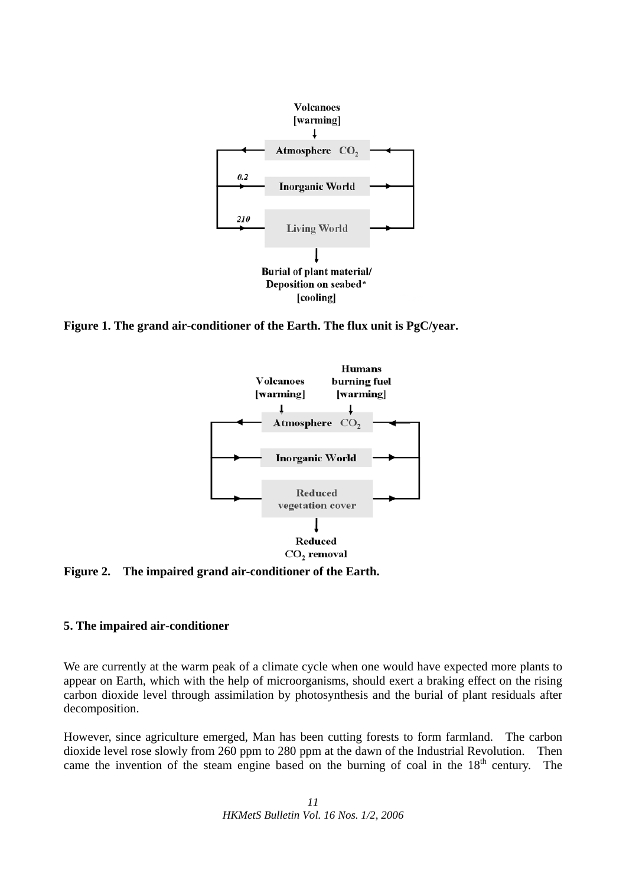Volcanoes
[warming]

Atmosphere $CO_2$

0.2

Inorganic World

210

Living World

Burial of plant material/
Deposition on seabed*
[cooling]

**Figure 1. The grand air-conditioner of the Earth. The flux unit is PgC/year.**

Volcanoes
[warming]

Humans
burning fuel
[warming]

Atmosphere $CO_2$

Inorganic World

Reduced
vegetation cover

Reduced
$CO_2$ removal

**Figure 2. The impaired grand air-conditioner of the Earth.**

**5. The impaired air-conditioner**

We are currently at the warm peak of a climate cycle when one would have expected more plants to appear on Earth, which with the help of microorganisms, should exert a braking effect on the rising carbon dioxide level through assimilation by photosynthesis and the burial of plant residuals after decomposition.

However, since agriculture emerged, Man has been cutting forests to form farmland. The carbon dioxide level rose slowly from 260 ppm to 280 ppm at the dawn of the Industrial Revolution. Then came the invention of the steam engine based on the burning of coal in the 18th century. The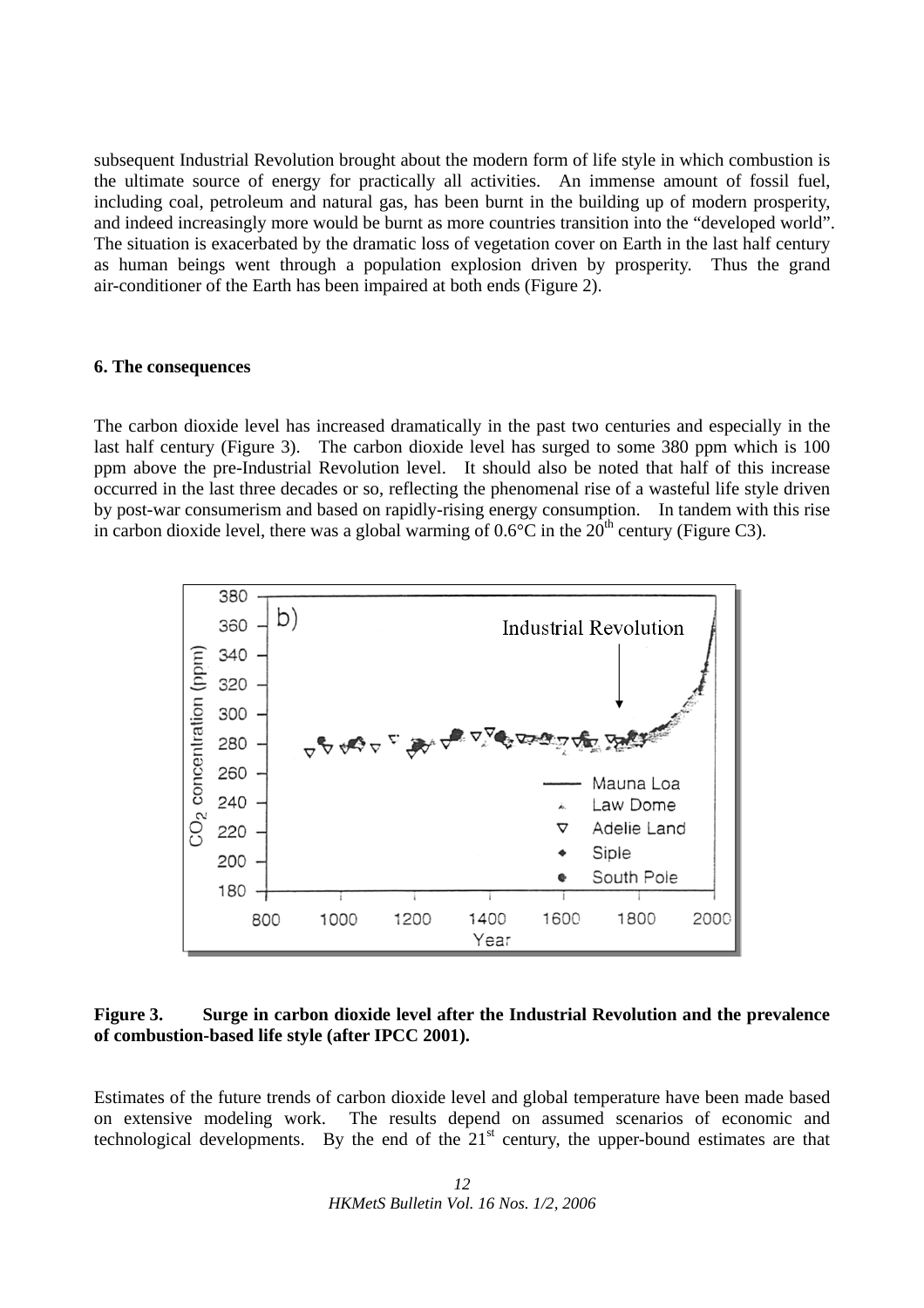subsequent Industrial Revolution brought about the modern form of life style in which combustion is the ultimate source of energy for practically all activities. An immense amount of fossil fuel, including coal, petroleum and natural gas, has been burnt in the building up of modern prosperity, and indeed increasingly more would be burnt as more countries transition into the "developed world". The situation is exacerbated by the dramatic loss of vegetation cover on Earth in the last half century as human beings went through a population explosion driven by prosperity. Thus the grand air-conditioner of the Earth has been impaired at both ends (Figure 2).

**6. The consequences**

The carbon dioxide level has increased dramatically in the past two centuries and especially in the last half century (Figure 3). The carbon dioxide level has surged to some 380 ppm which is 100 ppm above the pre-Industrial Revolution level. It should also be noted that half of this increase occurred in the last three decades or so, reflecting the phenomenal rise of a wasteful life style driven by post-war consumerism and based on rapidly-rising energy consumption. In tandem with this rise in carbon dioxide level, there was a global warming of 0.6°C in the 20th century (Figure C3).

**Figure 3. Surge in carbon dioxide level after the Industrial Revolution and the prevalence of combustion-based life style (after IPCC 2001).**

Estimates of the future trends of carbon dioxide level and global temperature have been made based on extensive modeling work. The results depend on assumed scenarios of economic and technological developments. By the end of the 21st century, the upper-bound estimates are that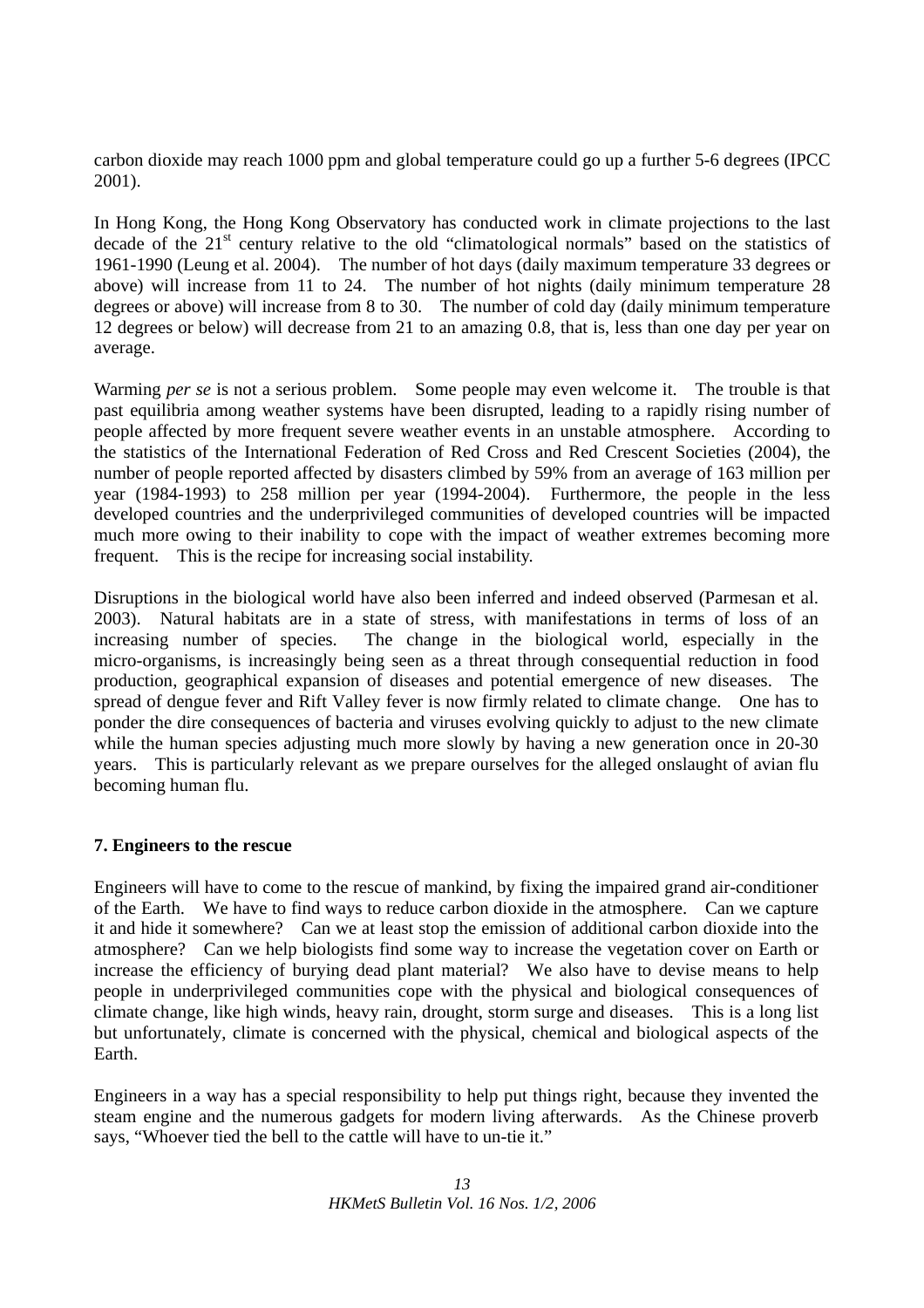carbon dioxide may reach 1000 ppm and global temperature could go up a further 5-6 degrees (IPCC 2001).

In Hong Kong, the Hong Kong Observatory has conducted work in climate projections to the last decade of the 21st century relative to the old "climatological normals" based on the statistics of 1961-1990 (Leung et al. 2004). The number of hot days (daily maximum temperature 33 degrees or above) will increase from 11 to 24. The number of hot nights (daily minimum temperature 28 degrees or above) will increase from 8 to 30. The number of cold day (daily minimum temperature 12 degrees or below) will decrease from 21 to an amazing 0.8, that is, less than one day per year on average.

Warming *per se* is not a serious problem. Some people may even welcome it. The trouble is that past equilibria among weather systems have been disrupted, leading to a rapidly rising number of people affected by more frequent severe weather events in an unstable atmosphere. According to the statistics of the International Federation of Red Cross and Red Crescent Societies (2004), the number of people reported affected by disasters climbed by 59% from an average of 163 million per year (1984-1993) to 258 million per year (1994-2004). Furthermore, the people in the less developed countries and the underprivileged communities of developed countries will be impacted much more owing to their inability to cope with the impact of weather extremes becoming more frequent. This is the recipe for increasing social instability.

Disruptions in the biological world have also been inferred and indeed observed (Parmesan et al. 2003). Natural habitats are in a state of stress, with manifestations in terms of loss of an increasing number of species. The change in the biological world, especially in the micro-organisms, is increasingly being seen as a threat through consequential reduction in food production, geographical expansion of diseases and potential emergence of new diseases. The spread of dengue fever and Rift Valley fever is now firmly related to climate change. One has to ponder the dire consequences of bacteria and viruses evolving quickly to adjust to the new climate while the human species adjusting much more slowly by having a new generation once in 20-30 years. This is particularly relevant as we prepare ourselves for the alleged onslaught of avian flu becoming human flu.

## 7. Engineers to the rescue

Engineers will have to come to the rescue of mankind, by fixing the impaired grand air-conditioner of the Earth. We have to find ways to reduce carbon dioxide in the atmosphere. Can we capture it and hide it somewhere? Can we at least stop the emission of additional carbon dioxide into the atmosphere? Can we help biologists find some way to increase the vegetation cover on Earth or increase the efficiency of burying dead plant material? We also have to devise means to help people in underprivileged communities cope with the physical and biological consequences of climate change, like high winds, heavy rain, drought, storm surge and diseases. This is a long list but unfortunately, climate is concerned with the physical, chemical and biological aspects of the Earth.

Engineers in a way has a special responsibility to help put things right, because they invented the steam engine and the numerous gadgets for modern living afterwards. As the Chinese proverb says, "Whoever tied the bell to the cattle will have to un-tie it."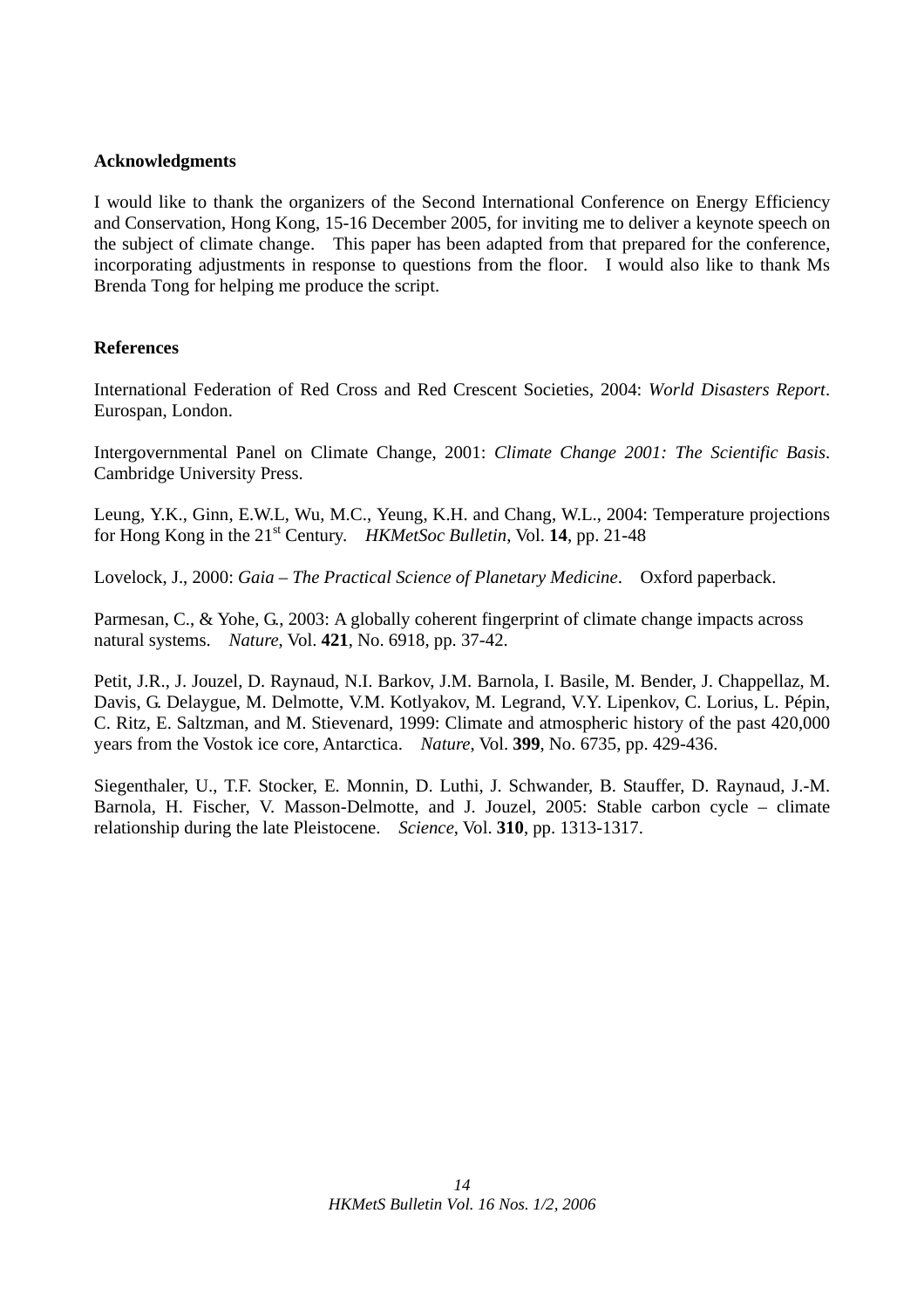### Acknowledgments

I would like to thank the organizers of the Second International Conference on Energy Efficiency and Conservation, Hong Kong, 15-16 December 2005, for inviting me to deliver a keynote speech on the subject of climate change. This paper has been adapted from that prepared for the conference, incorporating adjustments in response to questions from the floor. I would also like to thank Ms Brenda Tong for helping me produce the script.

### References

International Federation of Red Cross and Red Crescent Societies, 2004: *World Disasters Report*. Eurospan, London.

Intergovernmental Panel on Climate Change, 2001: *Climate Change 2001: The Scientific Basis*. Cambridge University Press.

Leung, Y.K., Ginn, E.W.L, Wu, M.C., Yeung, K.H. and Chang, W.L., 2004: Temperature projections for Hong Kong in the 21st Century. *HKMetSoc Bulletin*, Vol. **14**, pp. 21-48

Lovelock, J., 2000: *Gaia – The Practical Science of Planetary Medicine*. Oxford paperback.

Parmesan, C., & Yohe, G., 2003: A globally coherent fingerprint of climate change impacts across natural systems. *Nature*, Vol. **421**, No. 6918, pp. 37-42.

Petit, J.R., J. Jouzel, D. Raynaud, N.I. Barkov, J.M. Barnola, I. Basile, M. Bender, J. Chappellaz, M. Davis, G. Delaygue, M. Delmotte, V.M. Kotlyakov, M. Legrand, V.Y. Lipenkov, C. Lorius, L. Pépin, C. Ritz, E. Saltzman, and M. Stievenard, 1999: Climate and atmospheric history of the past 420,000 years from the Vostok ice core, Antarctica. *Nature*, Vol. **399**, No. 6735, pp. 429-436.

Siegenthaler, U., T.F. Stocker, E. Monnin, D. Luthi, J. Schwander, B. Stauffer, D. Raynaud, J.-M. Barnola, H. Fischer, V. Masson-Delmotte, and J. Jouzel, 2005: Stable carbon cycle – climate relationship during the late Pleistocene. *Science*, Vol. **310**, pp. 1313-1317.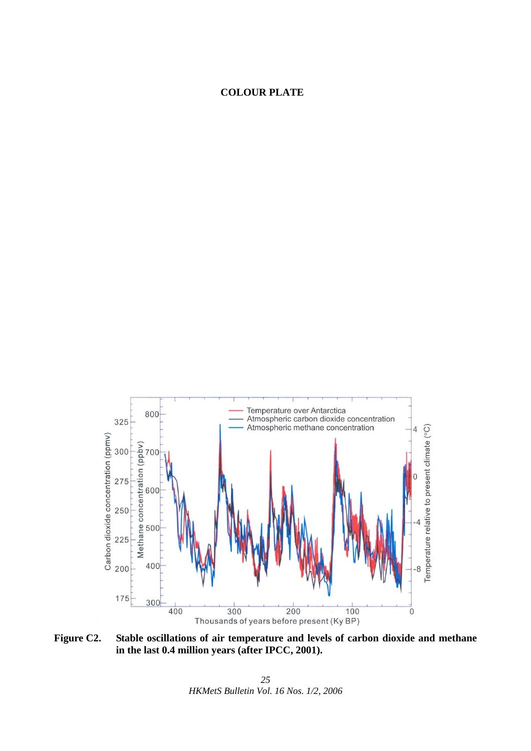**COLOUR PLATE**

**Figure C2.** **Stable oscillations of air temperature and levels of carbon dioxide and methane in the last 0.4 million years (after IPCC, 2001).**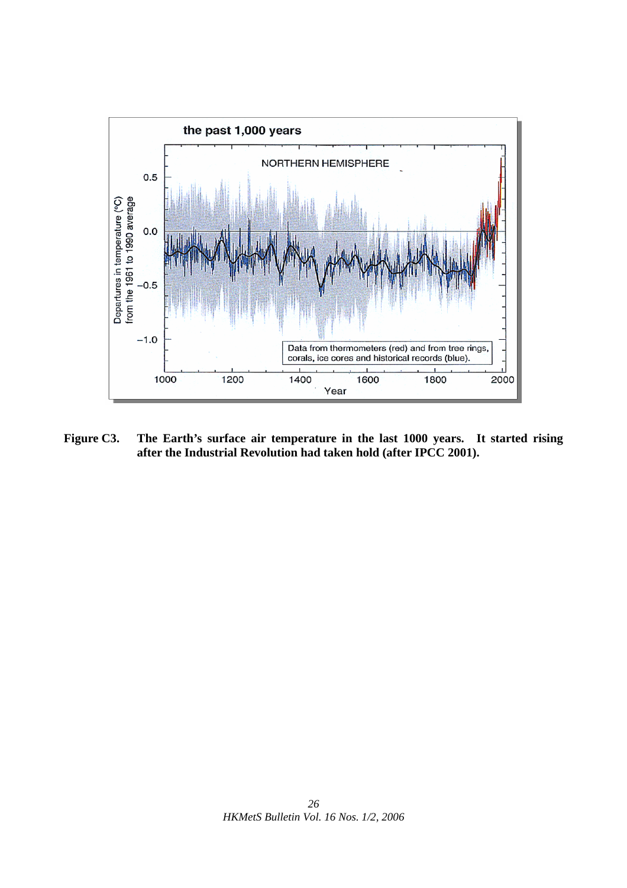the past 1,000 years

NORTHERN HEMISPHERE

Departures in temperature (°C) from the 1961 to 1990 average

0.5

0.0

−0.5

−1.0

1000

1200

1400

1600

1800

2000

Year

Data from thermometers (red) and from tree rings, corals, ice cores and historical records (blue).

**Figure C3. The Earth's surface air temperature in the last 1000 years. It started rising after the Industrial Revolution had taken hold (after IPCC 2001).**